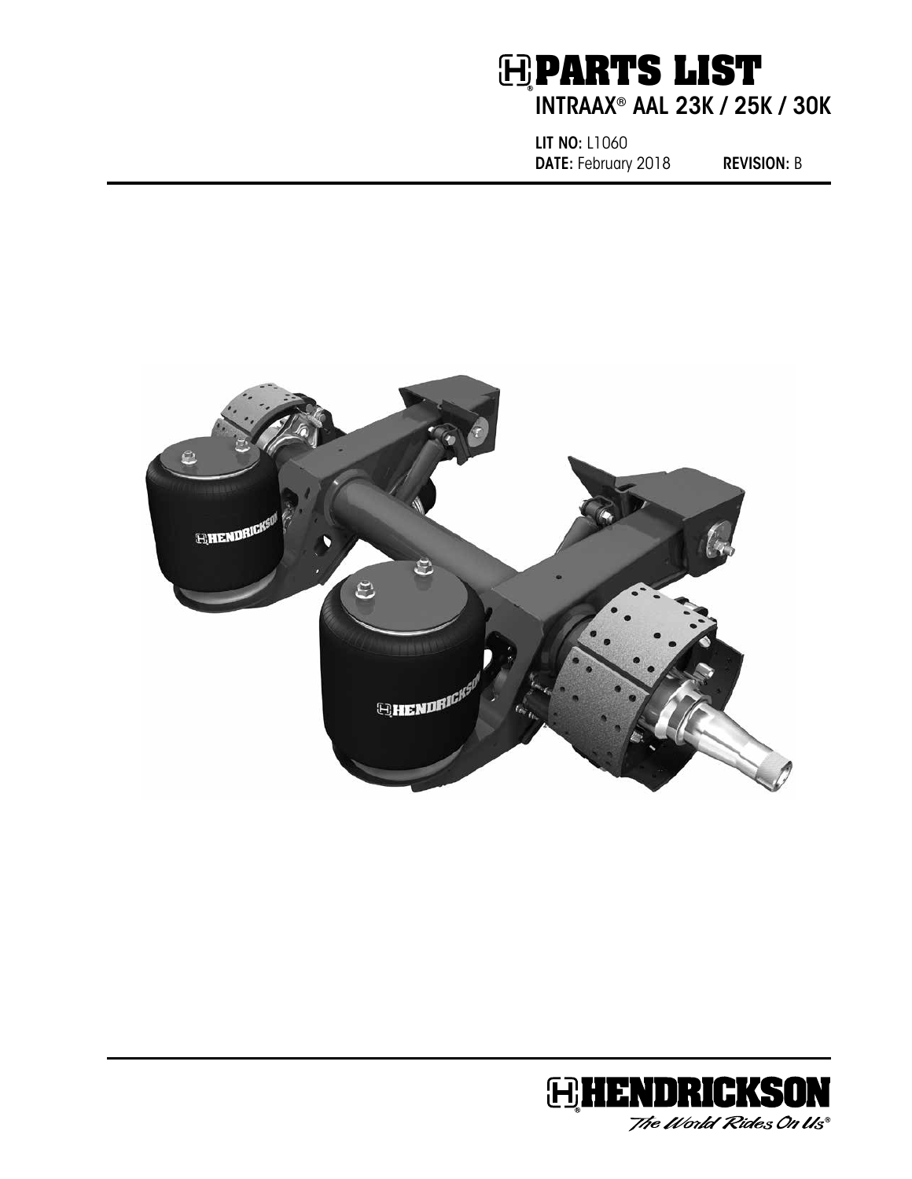# PARTS LIST

## INTRAAX® AAL 23K / 25K / 30K

**LIT NO:** L1060
**DATE:** February 2018 **REVISION:** B

HENDRICKSON
*The World Rides On Us®*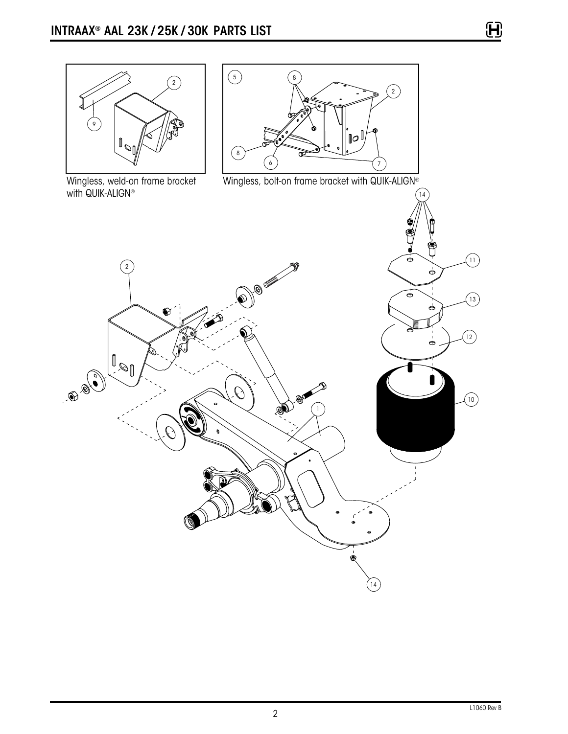# INTRAAX® AAL 23K / 25K / 30K PARTS LIST

Wingless, weld-on frame bracket with QUIK-ALIGN®

Wingless, bolt-on frame bracket with QUIK-ALIGN®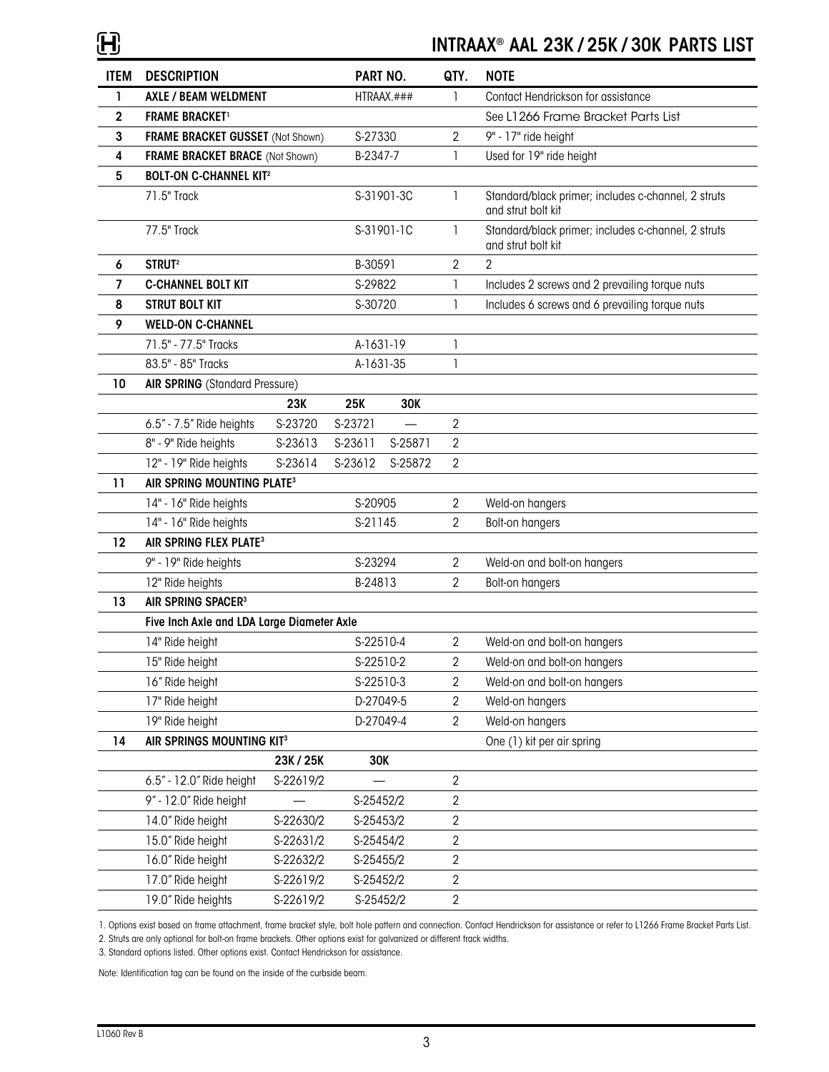# INTRAAX® AAL 23K / 25K / 30K PARTS LIST

| ITEM | DESCRIPTION | | PART NO. | | QTY. | NOTE |
|---|---|---|---|---|---|---|
| 1 | **AXLE / BEAM WELDMENT** | | HTRAAX.### | | 1 | Contact Hendrickson for assistance |
| 2 | **FRAME BRACKET**[1] | | | | | See L1266 Frame Bracket Parts List |
| 3 | **FRAME BRACKET GUSSET** (Not Shown) | | S-27330 | | 2 | 9" - 17" ride height |
| 4 | **FRAME BRACKET BRACE** (Not Shown) | | B-2347-7 | | 1 | Used for 19" ride height |
| 5 | **BOLT-ON C-CHANNEL KIT**[2] | | | | | |
| | 71.5" Track | | S-31901-3C | | 1 | Standard/black primer; includes c-channel, 2 struts and strut bolt kit |
| | 77.5" Track | | S-31901-1C | | 1 | Standard/black primer; includes c-channel, 2 struts and strut bolt kit |
| 6 | **STRUT**[2] | | B-30591 | | 2 | 2 |
| 7 | **C-CHANNEL BOLT KIT** | | S-29822 | | 1 | Includes 2 screws and 2 prevailing torque nuts |
| 8 | **STRUT BOLT KIT** | | S-30720 | | 1 | Includes 6 screws and 6 prevailing torque nuts |
| 9 | **WELD-ON C-CHANNEL** | | | | | |
| | 71.5" - 77.5" Tracks | | A-1631-19 | | 1 | |
| | 83.5" - 85" Tracks | | A-1631-35 | | 1 | |
| 10 | **AIR SPRING** (Standard Pressure) | | | | | |
| | | **23K** | **25K** | **30K** | | |
| | 6.5" - 7.5" Ride heights | S-23720 | S-23721 | — | 2 | |
| | 8" - 9" Ride heights | S-23613 | S-23611 | S-25871 | 2 | |
| | 12" - 19" Ride heights | S-23614 | S-23612 | S-25872 | 2 | |
| 11 | **AIR SPRING MOUNTING PLATE**[3] | | | | | |
| | 14" - 16" Ride heights | | S-20905 | | 2 | Weld-on hangers |
| | 14" - 16" Ride heights | | S-21145 | | 2 | Bolt-on hangers |
| 12 | **AIR SPRING FLEX PLATE**[3] | | | | | |
| | 9" - 19" Ride heights | | S-23294 | | 2 | Weld-on and bolt-on hangers |
| | 12" Ride heights | | B-24813 | | 2 | Bolt-on hangers |
| 13 | **AIR SPRING SPACER**[3] | | | | | |
| | **Five Inch Axle and LDA Large Diameter Axle** | | | | | |
| | 14" Ride height | | S-22510-4 | | 2 | Weld-on and bolt-on hangers |
| | 15" Ride height | | S-22510-2 | | 2 | Weld-on and bolt-on hangers |
| | 16" Ride height | | S-22510-3 | | 2 | Weld-on and bolt-on hangers |
| | 17" Ride height | | D-27049-5 | | 2 | Weld-on hangers |
| | 19" Ride height | | D-27049-4 | | 2 | Weld-on hangers |
| 14 | **AIR SPRINGS MOUNTING KIT**[3] | | | | | One (1) kit per air spring |
| | | **23K / 25K** | **30K** | | | |
| | 6.5" - 12.0" Ride height | S-22619/2 | — | | 2 | |
| | 9" - 12.0" Ride height | — | S-25452/2 | | 2 | |
| | 14.0" Ride height | S-22630/2 | S-25453/2 | | 2 | |
| | 15.0" Ride height | S-22631/2 | S-25454/2 | | 2 | |
| | 16.0" Ride height | S-22632/2 | S-25455/2 | | 2 | |
| | 17.0" Ride height | S-22619/2 | S-25452/2 | | 2 | |
| | 19.0" Ride heights | S-22619/2 | S-25452/2 | | 2 | |

1. Options exist based on frame attachment, frame bracket style, bolt hole pattern and connection. Contact Hendrickson for assistance or refer to L1266 Frame Bracket Parts List.
2. Struts are only optional for bolt-on frame brackets. Other options exist for galvanized or different track widths.
3. Standard options listed. Other options exist. Contact Hendrickson for assistance.

Note: Identification tag can be found on the inside of the curbside beam.

L1060 Rev B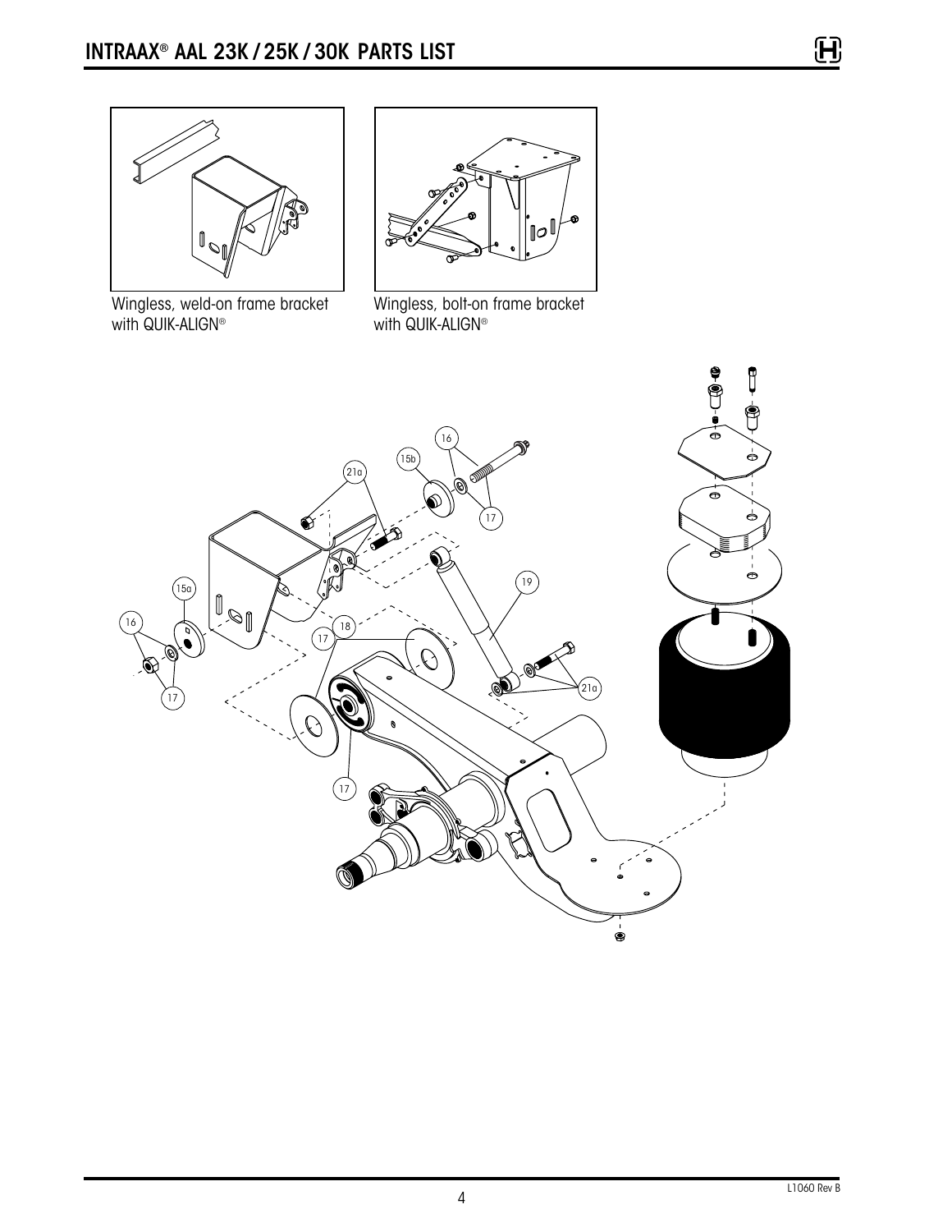# INTRAAX® AAL 23K / 25K / 30K PARTS LIST

Wingless, weld-on frame bracket with QUIK-ALIGN®

Wingless, bolt-on frame bracket with QUIK-ALIGN®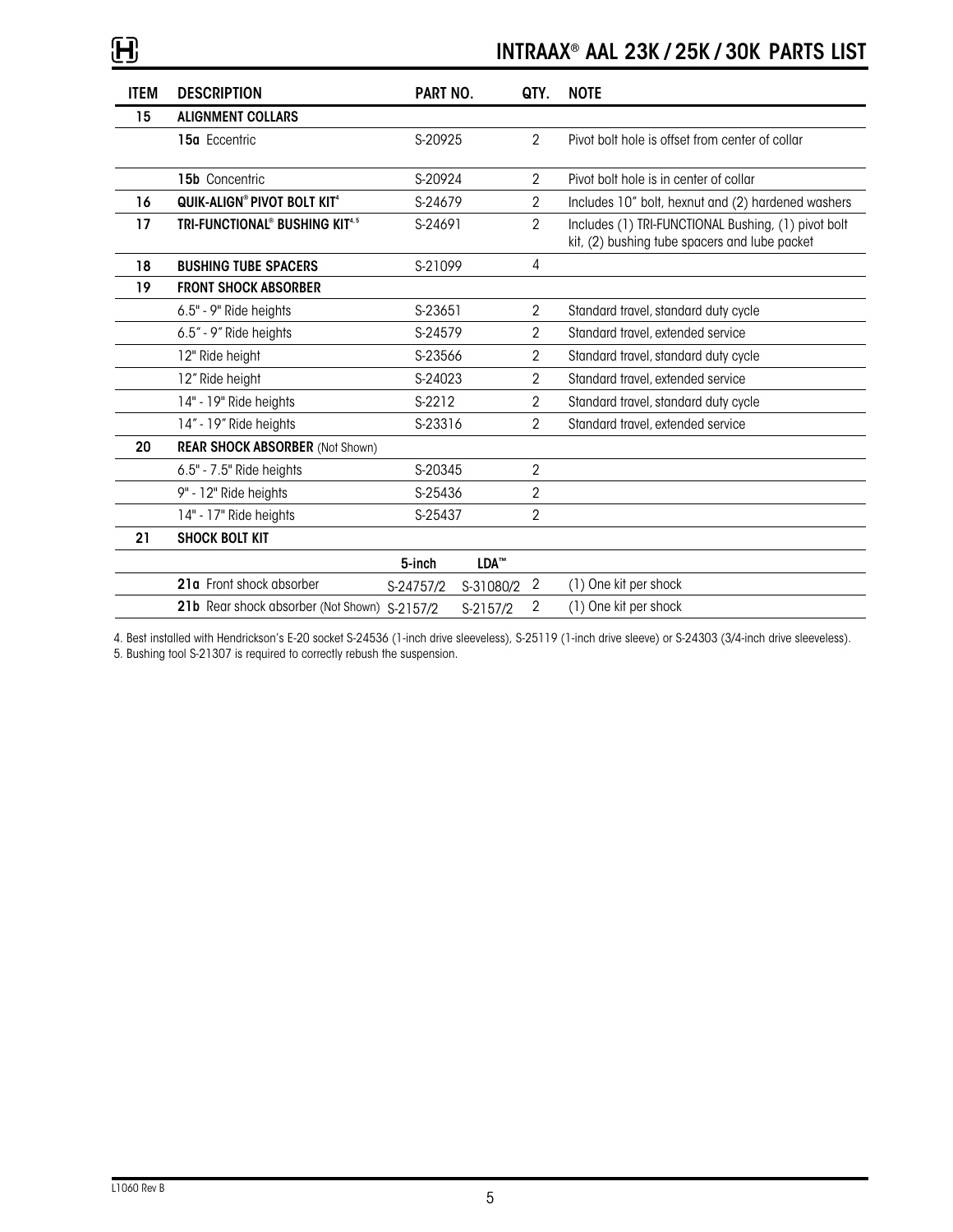# INTRAAX® AAL 23K / 25K / 30K PARTS LIST

| ITEM | DESCRIPTION | PART NO. | | QTY. | NOTE |
|---|---|---|---|---|---|
| 15 | **ALIGNMENT COLLARS** | | | | |
| | **15a** Eccentric | S-20925 | | 2 | Pivot bolt hole is offset from center of collar |
| | **15b** Concentric | S-20924 | | 2 | Pivot bolt hole is in center of collar |
| 16 | **QUIK-ALIGN® PIVOT BOLT KIT**[4] | S-24679 | | 2 | Includes 10" bolt, hexnut and (2) hardened washers |
| 17 | **TRI-FUNCTIONAL® BUSHING KIT**[4,5] | S-24691 | | 2 | Includes (1) TRI-FUNCTIONAL Bushing, (1) pivot bolt kit, (2) bushing tube spacers and lube packet |
| 18 | **BUSHING TUBE SPACERS** | S-21099 | | 4 | |
| 19 | **FRONT SHOCK ABSORBER** | | | | |
| | 6.5" - 9" Ride heights | S-23651 | | 2 | Standard travel, standard duty cycle |
| | 6.5" - 9" Ride heights | S-24579 | | 2 | Standard travel, extended service |
| | 12" Ride height | S-23566 | | 2 | Standard travel, standard duty cycle |
| | 12" Ride height | S-24023 | | 2 | Standard travel, extended service |
| | 14" - 19" Ride heights | S-2212 | | 2 | Standard travel, standard duty cycle |
| | 14" - 19" Ride heights | S-23316 | | 2 | Standard travel, extended service |
| 20 | **REAR SHOCK ABSORBER** (Not Shown) | | | | |
| | 6.5" - 7.5" Ride heights | S-20345 | | 2 | |
| | 9" - 12" Ride heights | S-25436 | | 2 | |
| | 14" - 17" Ride heights | S-25437 | | 2 | |
| 21 | **SHOCK BOLT KIT** | | | | |
| | | **5-inch** | **LDA™** | | |
| | **21a** Front shock absorber | S-24757/2 | S-31080/2 | 2 | (1) One kit per shock |
| | **21b** Rear shock absorber (Not Shown) | S-2157/2 | S-2157/2 | 2 | (1) One kit per shock |

4. Best installed with Hendrickson's E-20 socket S-24536 (1-inch drive sleeveless), S-25119 (1-inch drive sleeve) or S-24303 (3/4-inch drive sleeveless).
5. Bushing tool S-21307 is required to correctly rebush the suspension.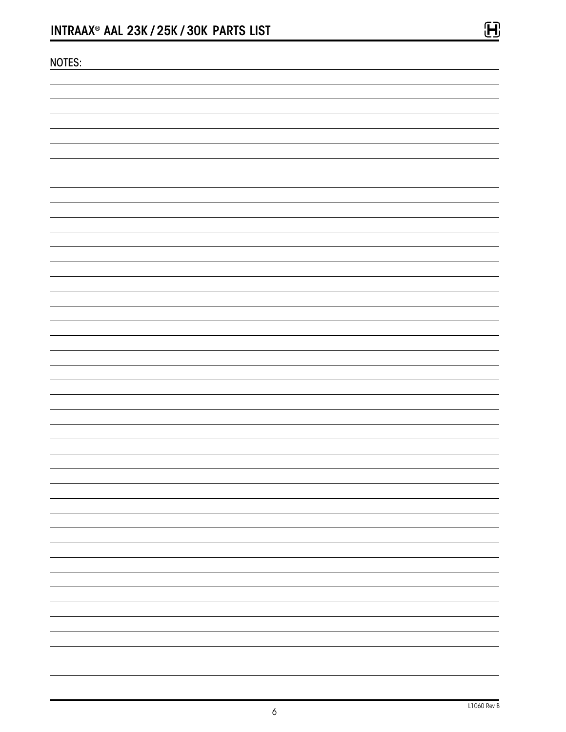NOTES: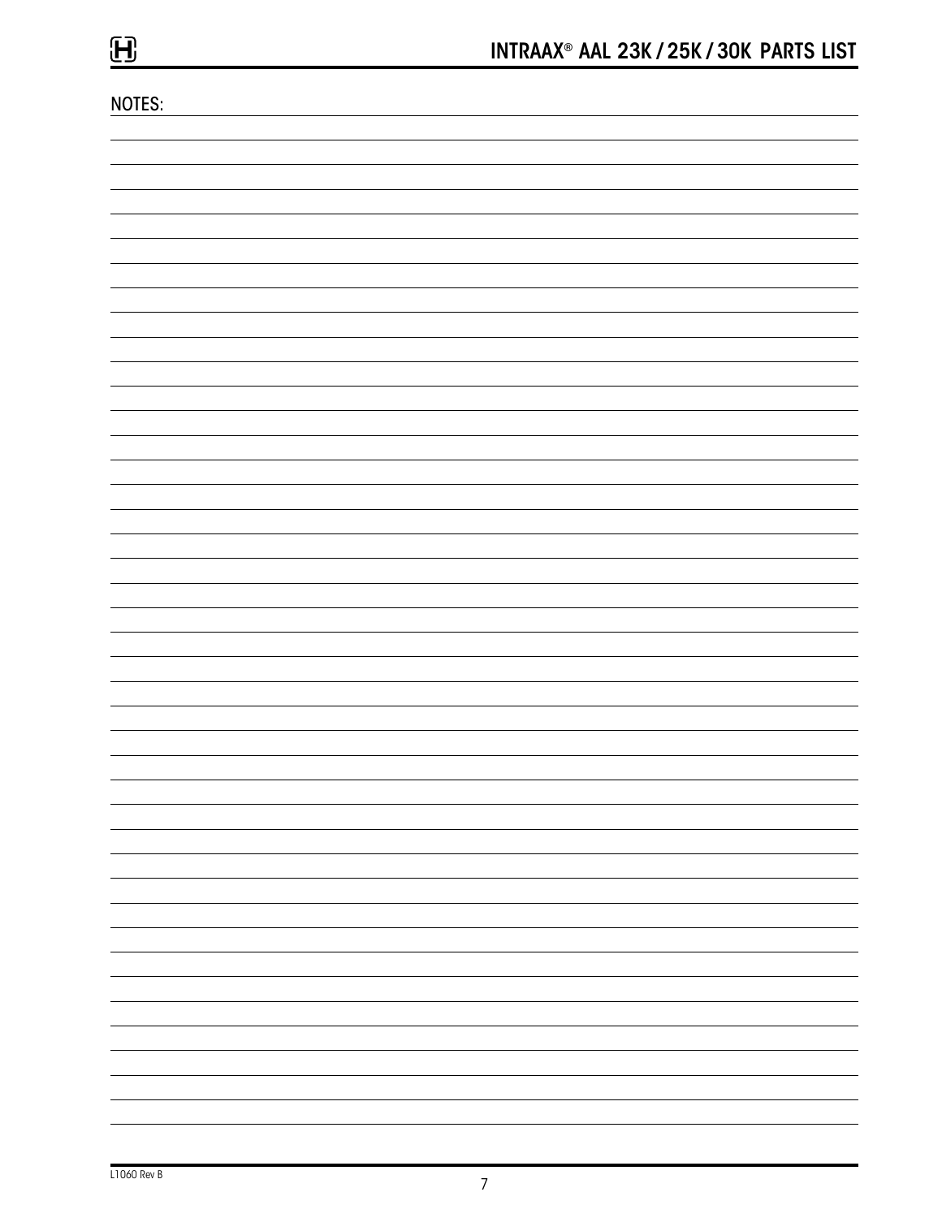NOTES: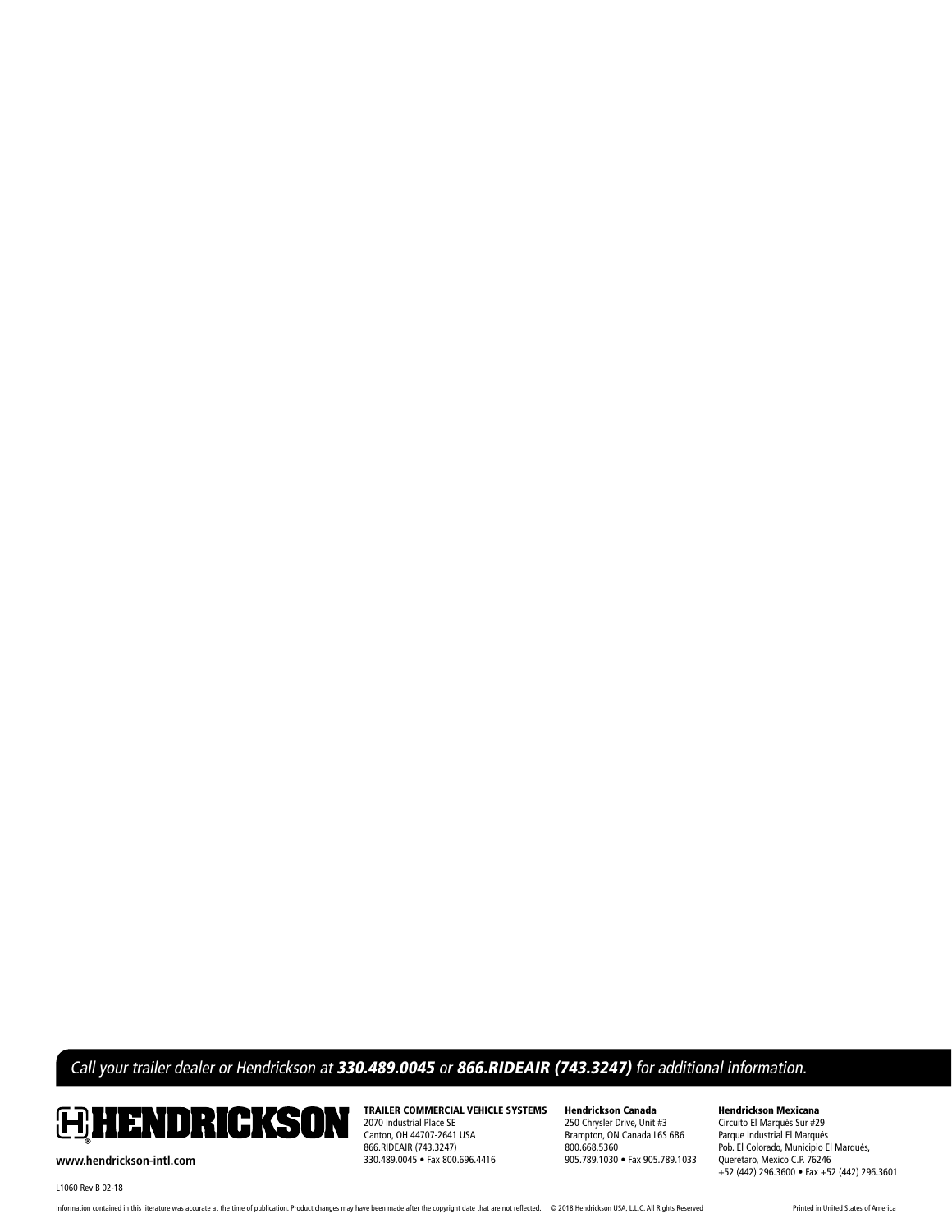*Call your trailer dealer or Hendrickson at **330.489.0045** or **866.RIDEAIR (743.3247)** for additional information.*

**HENDRICKSON**®

**www.hendrickson-intl.com**

**TRAILER COMMERCIAL VEHICLE SYSTEMS**
2070 Industrial Place SE
Canton, OH 44707-2641 USA
866.RIDEAIR (743.3247)
330.489.0045 • Fax 800.696.4416

**Hendrickson Canada**
250 Chrysler Drive, Unit #3
Brampton, ON Canada L6S 6B6
800.668.5360
905.789.1030 • Fax 905.789.1033

**Hendrickson Mexicana**
Circuito El Marqués Sur #29
Parque Industrial El Marqués
Pob. El Colorado, Municipio El Marqués,
Querétaro, México C.P. 76246
+52 (442) 296.3600 • Fax +52 (442) 296.3601

L1060 Rev B 02-18

Information contained in this literature was accurate at the time of publication. Product changes may have been made after the copyright date that are not reflected. © 2018 Hendrickson USA, L.L.C. All Rights Reserved

Printed in United States of America